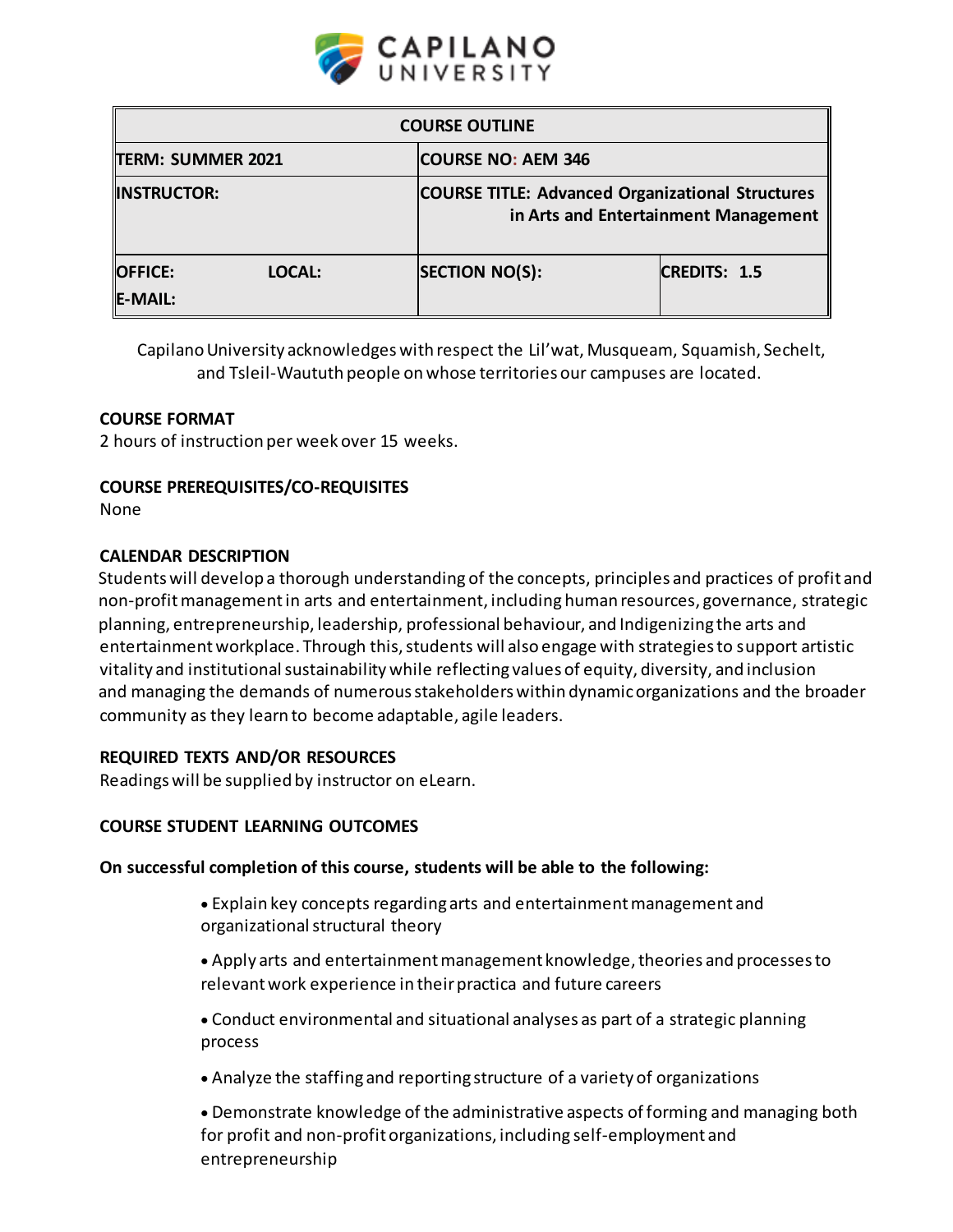| COURSE OUTLINE | | | |
|---|---|---|---|
| **TERM: SUMMER 2021** | | **COURSE NO: AEM 346** | |
| **INSTRUCTOR:** | | **COURSE TITLE: Advanced Organizational Structures in Arts and Entertainment Management** | |
| **OFFICE:** **E-MAIL:** | **LOCAL:** | **SECTION NO(S):** | **CREDITS: 1.5** |

Capilano University acknowledges with respect the Lil'wat, Musqueam, Squamish, Sechelt, and Tsleil-Waututh people on whose territories our campuses are located.

### COURSE FORMAT

2 hours of instruction per week over 15 weeks.

### COURSE PREREQUISITES/CO-REQUISITES

None

### CALENDAR DESCRIPTION

Students will develop a thorough understanding of the concepts, principles and practices of profit and non-profit management in arts and entertainment, including human resources, governance, strategic planning, entrepreneurship, leadership, professional behaviour, and Indigenizing the arts and entertainment workplace. Through this, students will also engage with strategies to support artistic vitality and institutional sustainability while reflecting values of equity, diversity, and inclusion and managing the demands of numerous stakeholders within dynamic organizations and the broader community as they learn to become adaptable, agile leaders.

### REQUIRED TEXTS AND/OR RESOURCES

Readings will be supplied by instructor on eLearn.

### COURSE STUDENT LEARNING OUTCOMES

**On successful completion of this course, students will be able to the following:**

- Explain key concepts regarding arts and entertainment management and organizational structural theory
- Apply arts and entertainment management knowledge, theories and processes to relevant work experience in their practica and future careers
- Conduct environmental and situational analyses as part of a strategic planning process
- Analyze the staffing and reporting structure of a variety of organizations
- Demonstrate knowledge of the administrative aspects of forming and managing both for profit and non-profit organizations, including self-employment and entrepreneurship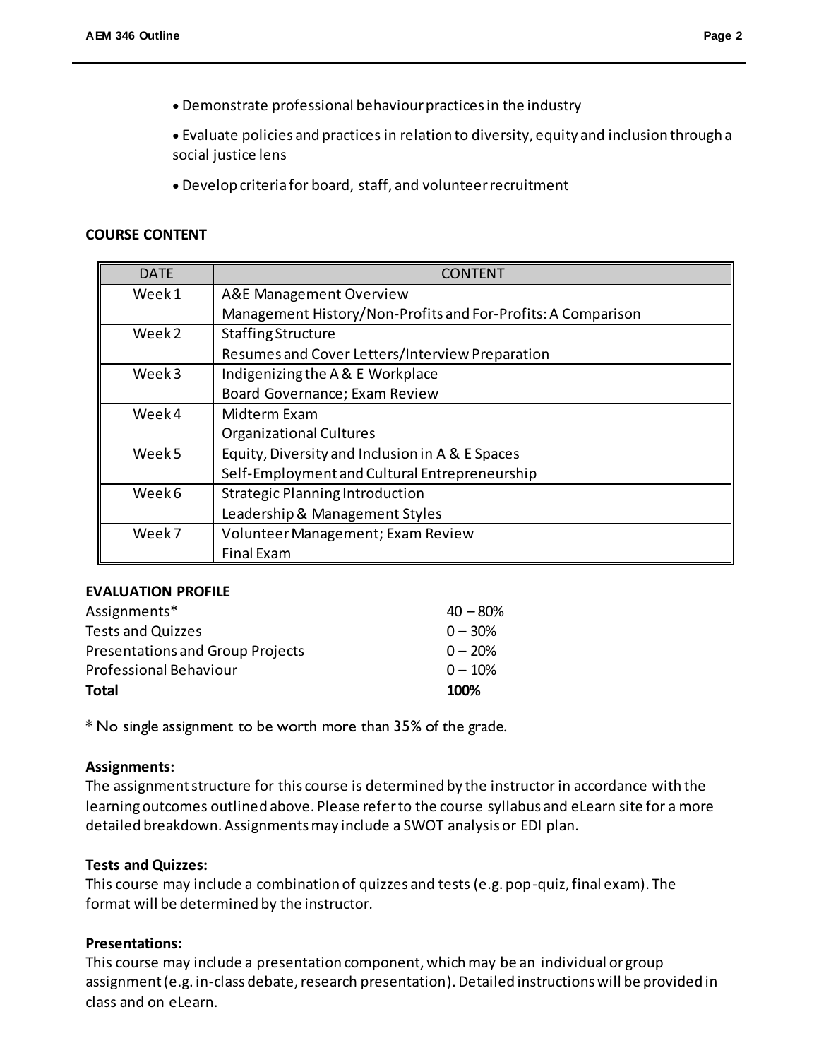- Demonstrate professional behaviour practices in the industry
- Evaluate policies and practices in relation to diversity, equity and inclusion through a social justice lens
- Develop criteria for board, staff, and volunteer recruitment

**COURSE CONTENT**

| DATE | CONTENT |
|---|---|
| Week 1 | A&E Management Overview<br>Management History/Non-Profits and For-Profits: A Comparison |
| Week 2 | Staffing Structure<br>Resumes and Cover Letters/Interview Preparation |
| Week 3 | Indigenizing the A & E Workplace<br>Board Governance; Exam Review |
| Week 4 | Midterm Exam<br>Organizational Cultures |
| Week 5 | Equity, Diversity and Inclusion in A & E Spaces<br>Self-Employment and Cultural Entrepreneurship |
| Week 6 | Strategic Planning Introduction<br>Leadership & Management Styles |
| Week 7 | Volunteer Management; Exam Review<br>Final Exam |

**EVALUATION PROFILE**

| | |
|---|---|
| Assignments* | 40 – 80% |
| Tests and Quizzes | 0 – 30% |
| Presentations and Group Projects | 0 – 20% |
| Professional Behaviour | 0 – 10% |
| **Total** | **100%** |

* No single assignment to be worth more than 35% of the grade.

**Assignments:**
The assignment structure for this course is determined by the instructor in accordance with the learning outcomes outlined above. Please refer to the course syllabus and eLearn site for a more detailed breakdown. Assignments may include a SWOT analysis or EDI plan.

**Tests and Quizzes:**
This course may include a combination of quizzes and tests (e.g. pop-quiz, final exam). The format will be determined by the instructor.

**Presentations:**
This course may include a presentation component, which may be an individual or group assignment (e.g. in-class debate, research presentation). Detailed instructions will be provided in class and on eLearn.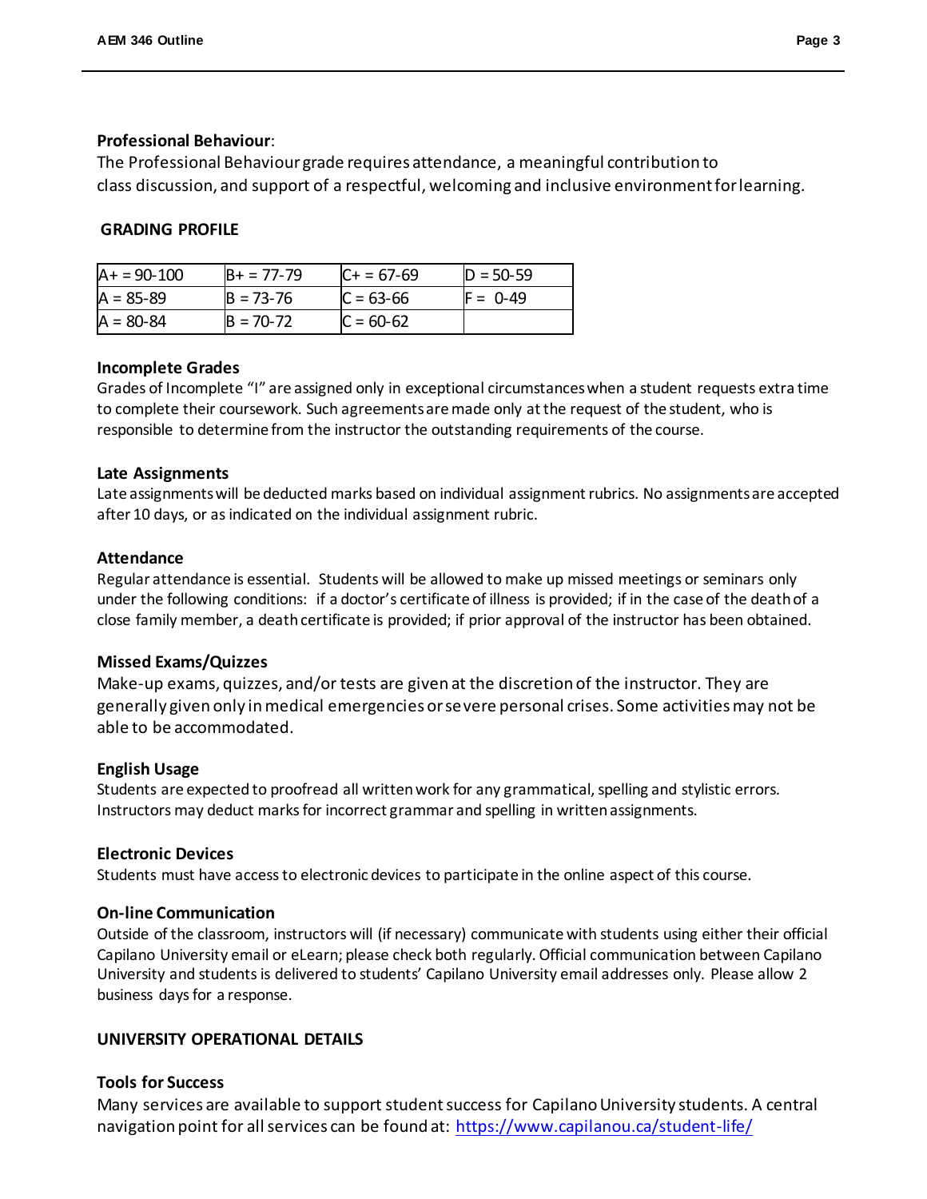**Professional Behaviour**:
The Professional Behaviour grade requires attendance, a meaningful contribution to class discussion, and support of a respectful, welcoming and inclusive environment for learning.

## GRADING PROFILE

| A+ = 90-100 | B+ = 77-79 | C+ = 67-69 | D = 50-59 |
|---|---|---|---|
| A = 85-89 | B = 73-76 | C = 63-66 | F = 0-49 |
| A = 80-84 | B = 70-72 | C = 60-62 | |

### Incomplete Grades

Grades of Incomplete "I" are assigned only in exceptional circumstances when a student requests extra time to complete their coursework. Such agreements are made only at the request of the student, who is responsible to determine from the instructor the outstanding requirements of the course.

### Late Assignments

Late assignments will be deducted marks based on individual assignment rubrics. No assignments are accepted after 10 days, or as indicated on the individual assignment rubric.

### Attendance

Regular attendance is essential. Students will be allowed to make up missed meetings or seminars only under the following conditions: if a doctor's certificate of illness is provided; if in the case of the death of a close family member, a death certificate is provided; if prior approval of the instructor has been obtained.

### Missed Exams/Quizzes

Make-up exams, quizzes, and/or tests are given at the discretion of the instructor. They are generally given only in medical emergencies or severe personal crises. Some activities may not be able to be accommodated.

### English Usage

Students are expected to proofread all written work for any grammatical, spelling and stylistic errors. Instructors may deduct marks for incorrect grammar and spelling in written assignments.

### Electronic Devices

Students must have access to electronic devices to participate in the online aspect of this course.

### On-line Communication

Outside of the classroom, instructors will (if necessary) communicate with students using either their official Capilano University email or eLearn; please check both regularly. Official communication between Capilano University and students is delivered to students' Capilano University email addresses only. Please allow 2 business days for a response.

## UNIVERSITY OPERATIONAL DETAILS

### Tools for Success

Many services are available to support student success for Capilano University students. A central navigation point for all services can be found at: https://www.capilanou.ca/student-life/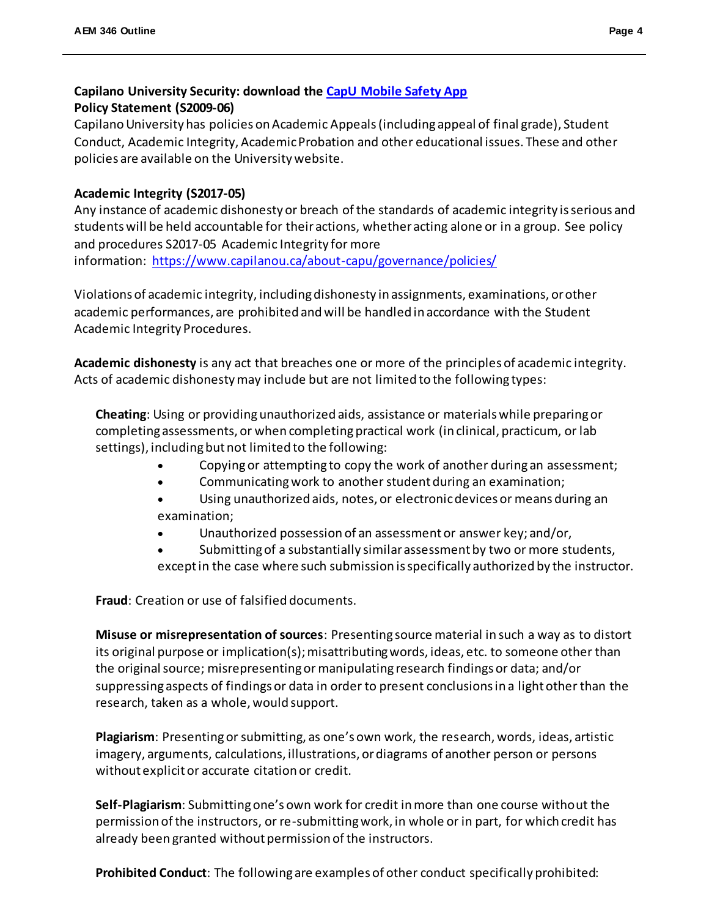**Capilano University Security: download the [CapU Mobile Safety App](#)**
**Policy Statement (S2009-06)**

Capilano University has policies on Academic Appeals (including appeal of final grade), Student Conduct, Academic Integrity, Academic Probation and other educational issues. These and other policies are available on the University website.

**Academic Integrity (S2017-05)**

Any instance of academic dishonesty or breach of the standards of academic integrity is serious and students will be held accountable for their actions, whether acting alone or in a group. See policy and procedures S2017-05 Academic Integrity for more information: https://www.capilanou.ca/about-capu/governance/policies/

Violations of academic integrity, including dishonesty in assignments, examinations, or other academic performances, are prohibited and will be handled in accordance with the Student Academic Integrity Procedures.

**Academic dishonesty** is any act that breaches one or more of the principles of academic integrity. Acts of academic dishonesty may include but are not limited to the following types:

**Cheating**: Using or providing unauthorized aids, assistance or materials while preparing or completing assessments, or when completing practical work (in clinical, practicum, or lab settings), including but not limited to the following:

- Copying or attempting to copy the work of another during an assessment;
- Communicating work to another student during an examination;
- Using unauthorized aids, notes, or electronic devices or means during an examination;
- Unauthorized possession of an assessment or answer key; and/or,
- Submitting of a substantially similar assessment by two or more students, except in the case where such submission is specifically authorized by the instructor.

**Fraud**: Creation or use of falsified documents.

**Misuse or misrepresentation of sources**: Presenting source material in such a way as to distort its original purpose or implication(s); misattributing words, ideas, etc. to someone other than the original source; misrepresenting or manipulating research findings or data; and/or suppressing aspects of findings or data in order to present conclusions in a light other than the research, taken as a whole, would support.

**Plagiarism**: Presenting or submitting, as one's own work, the research, words, ideas, artistic imagery, arguments, calculations, illustrations, or diagrams of another person or persons without explicit or accurate citation or credit.

**Self-Plagiarism**: Submitting one's own work for credit in more than one course without the permission of the instructors, or re-submitting work, in whole or in part, for which credit has already been granted without permission of the instructors.

**Prohibited Conduct**: The following are examples of other conduct specifically prohibited: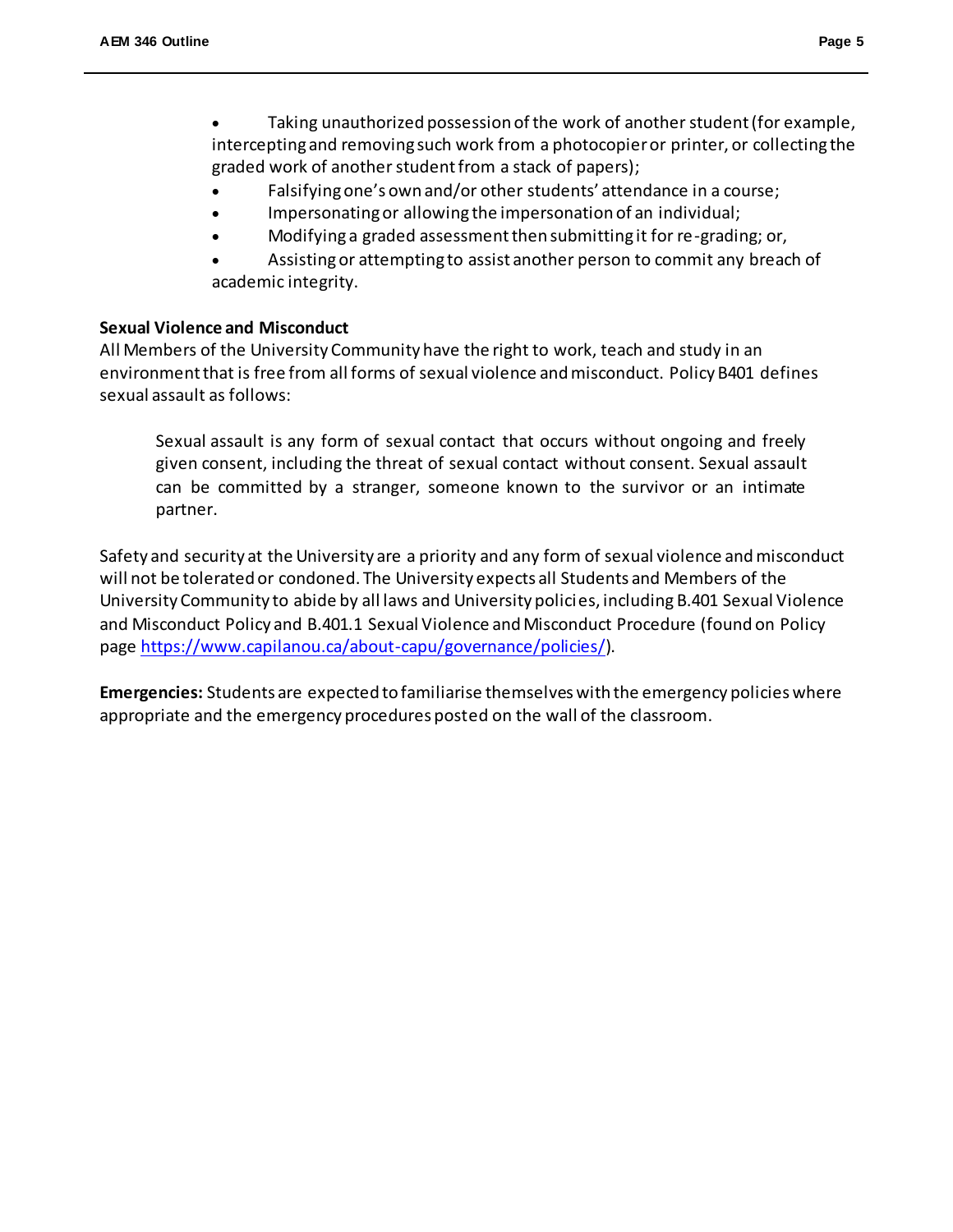- Taking unauthorized possession of the work of another student (for example, intercepting and removing such work from a photocopier or printer, or collecting the graded work of another student from a stack of papers);
- Falsifying one's own and/or other students' attendance in a course;
- Impersonating or allowing the impersonation of an individual;
- Modifying a graded assessment then submitting it for re-grading; or,
- Assisting or attempting to assist another person to commit any breach of academic integrity.

**Sexual Violence and Misconduct**
All Members of the University Community have the right to work, teach and study in an environment that is free from all forms of sexual violence and misconduct. Policy B401 defines sexual assault as follows:

> Sexual assault is any form of sexual contact that occurs without ongoing and freely given consent, including the threat of sexual contact without consent. Sexual assault can be committed by a stranger, someone known to the survivor or an intimate partner.

Safety and security at the University are a priority and any form of sexual violence and misconduct will not be tolerated or condoned. The University expects all Students and Members of the University Community to abide by all laws and University policies, including B.401 Sexual Violence and Misconduct Policy and B.401.1 Sexual Violence and Misconduct Procedure (found on Policy page https://www.capilanou.ca/about-capu/governance/policies/).

**Emergencies:** Students are expected to familiarise themselves with the emergency policies where appropriate and the emergency procedures posted on the wall of the classroom.